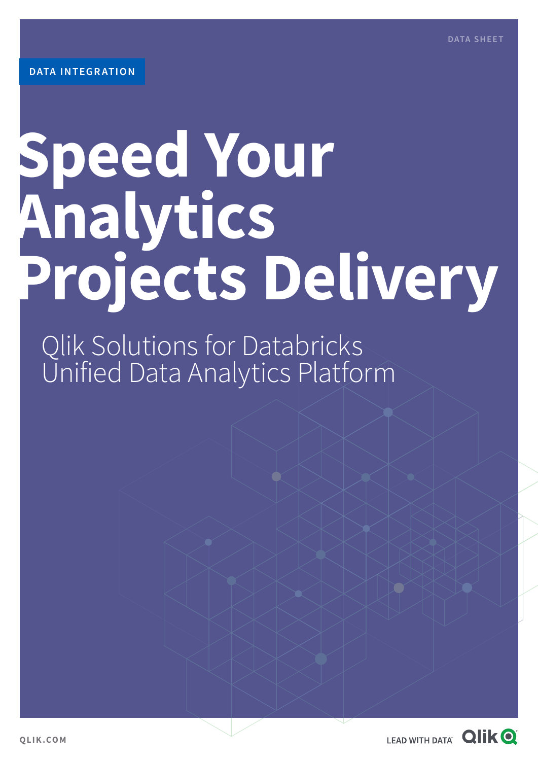DATA SHEET

DATA INTEGRATION

# Speed Your Analytics Projects Delivery

## Qlik Solutions for Databricks Unified Data Analytics Platform

QLIK.COM

LEAD WITH DATA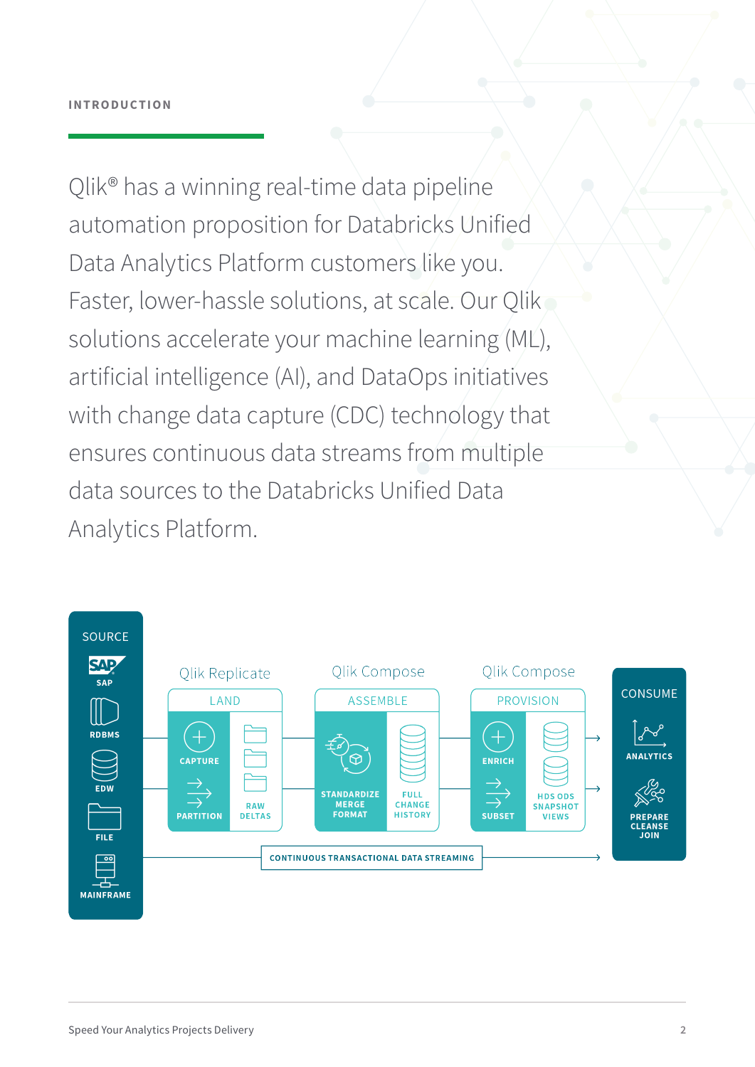INTRODUCTION

Qlik® has a winning real-time data pipeline automation proposition for Databricks Unified Data Analytics Platform customers like you. Faster, lower-hassle solutions, at scale. Our Qlik solutions accelerate your machine learning (ML), artificial intelligence (AI), and DataOps initiatives with change data capture (CDC) technology that ensures continuous data streams from multiple data sources to the Databricks Unified Data Analytics Platform.

SOURCE

- SAP
- RDBMS
- EDW
- FILE
- MAINFRAME

Qlik Replicate

LAND

- CAPTURE
- PARTITION
- RAW DELTAS

Qlik Compose

ASSEMBLE

- STANDARDIZE MERGE FORMAT
- FULL CHANGE HISTORY

Qlik Compose

PROVISION

- ENRICH
- SUBSET
- HDS ODS SNAPSHOT VIEWS

CONSUME

- ANALYTICS
- PREPARE CLEANSE JOIN

CONTINUOUS TRANSACTIONAL DATA STREAMING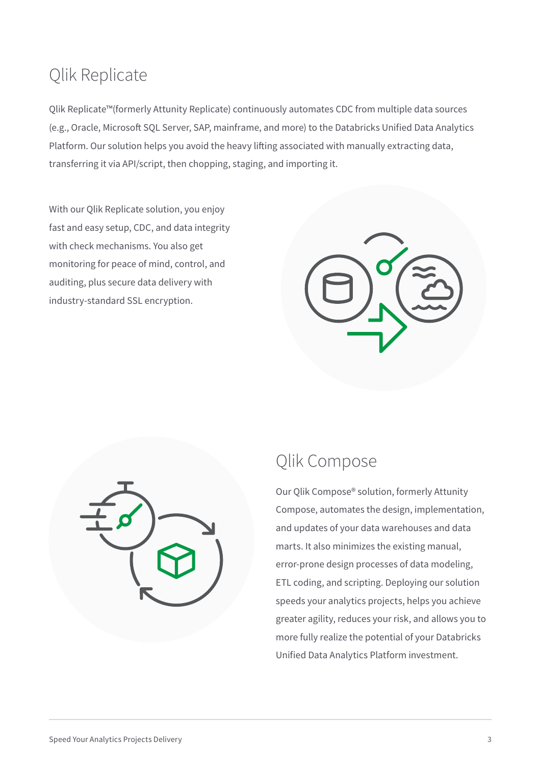## Qlik Replicate

Qlik Replicate™(formerly Attunity Replicate) continuously automates CDC from multiple data sources (e.g., Oracle, Microsoft SQL Server, SAP, mainframe, and more) to the Databricks Unified Data Analytics Platform. Our solution helps you avoid the heavy lifting associated with manually extracting data, transferring it via API/script, then chopping, staging, and importing it.

With our Qlik Replicate solution, you enjoy fast and easy setup, CDC, and data integrity with check mechanisms. You also get monitoring for peace of mind, control, and auditing, plus secure data delivery with industry-standard SSL encryption.

## Qlik Compose

Our Qlik Compose® solution, formerly Attunity Compose, automates the design, implementation, and updates of your data warehouses and data marts. It also minimizes the existing manual, error-prone design processes of data modeling, ETL coding, and scripting. Deploying our solution speeds your analytics projects, helps you achieve greater agility, reduces your risk, and allows you to more fully realize the potential of your Databricks Unified Data Analytics Platform investment.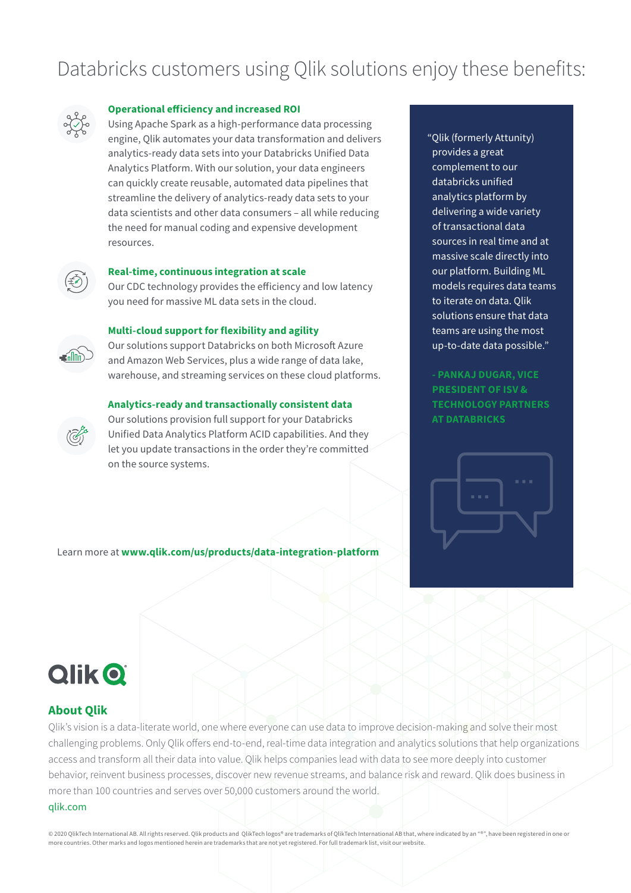# Databricks customers using Qlik solutions enjoy these benefits:

### Operational efficiency and increased ROI

Using Apache Spark as a high-performance data processing engine, Qlik automates your data transformation and delivers analytics-ready data sets into your Databricks Unified Data Analytics Platform. With our solution, your data engineers can quickly create reusable, automated data pipelines that streamline the delivery of analytics-ready data sets to your data scientists and other data consumers – all while reducing the need for manual coding and expensive development resources.

### Real-time, continuous integration at scale

Our CDC technology provides the efficiency and low latency you need for massive ML data sets in the cloud.

### Multi-cloud support for flexibility and agility

Our solutions support Databricks on both Microsoft Azure and Amazon Web Services, plus a wide range of data lake, warehouse, and streaming services on these cloud platforms.

### Analytics-ready and transactionally consistent data

Our solutions provision full support for your Databricks Unified Data Analytics Platform ACID capabilities. And they let you update transactions in the order they're committed on the source systems.

> "Qlik (formerly Attunity) provides a great complement to our databricks unified analytics platform by delivering a wide variety of transactional data sources in real time and at massive scale directly into our platform. Building ML models requires data teams to iterate on data. Qlik solutions ensure that data teams are using the most up-to-date data possible."
>
> **- PANKAJ DUGAR, VICE PRESIDENT OF ISV & TECHNOLOGY PARTNERS AT DATABRICKS**

Learn more at **www.qlik.com/us/products/data-integration-platform**

## About Qlik

Qlik's vision is a data-literate world, one where everyone can use data to improve decision-making and solve their most challenging problems. Only Qlik offers end-to-end, real-time data integration and analytics solutions that help organizations access and transform all their data into value. Qlik helps companies lead with data to see more deeply into customer behavior, reinvent business processes, discover new revenue streams, and balance risk and reward. Qlik does business in more than 100 countries and serves over 50,000 customers around the world.

qlik.com

© 2020 QlikTech International AB. All rights reserved. Qlik products and QlikTech logos® are trademarks of QlikTech International AB that, where indicated by an "®", have been registered in one or more countries. Other marks and logos mentioned herein are trademarks that are not yet registered. For full trademark list, visit our website.